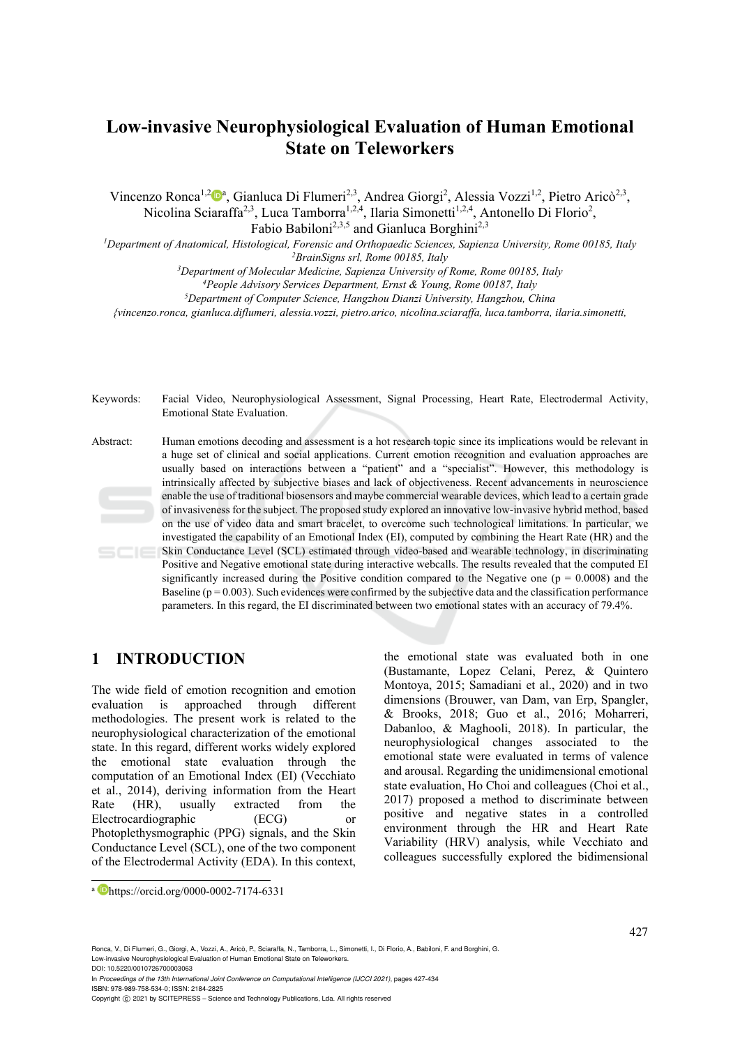# Low-invasive Neurophysiological Evaluation of Human Emotional State on Teleworkers

Vincenzo Ronca[1,2,a], Gianluca Di Flumeri[2,3], Andrea Giorgi[2], Alessia Vozzi[1,2], Pietro Aricò[2,3], Nicolina Sciaraffa[2,3], Luca Tamborra[1,2,4], Ilaria Simonetti[1,2,4], Antonello Di Florio[2], Fabio Babiloni[2,3,5] and Gianluca Borghini[2,3]

[1]*Department of Anatomical, Histological, Forensic and Orthopaedic Sciences, Sapienza University, Rome 00185, Italy*
[2]*BrainSigns srl, Rome 00185, Italy*
[3]*Department of Molecular Medicine, Sapienza University of Rome, Rome 00185, Italy*
[4]*People Advisory Services Department, Ernst & Young, Rome 00187, Italy*
[5]*Department of Computer Science, Hangzhou Dianzi University, Hangzhou, China*
*{vincenzo.ronca, gianluca.diflumeri, alessia.vozzi, pietro.arico, nicolina.sciaraffa, luca.tamborra, ilaria.simonetti,*

Keywords: Facial Video, Neurophysiological Assessment, Signal Processing, Heart Rate, Electrodermal Activity, Emotional State Evaluation.

Abstract: Human emotions decoding and assessment is a hot research topic since its implications would be relevant in a huge set of clinical and social applications. Current emotion recognition and evaluation approaches are usually based on interactions between a "patient" and a "specialist". However, this methodology is intrinsically affected by subjective biases and lack of objectiveness. Recent advancements in neuroscience enable the use of traditional biosensors and maybe commercial wearable devices, which lead to a certain grade of invasiveness for the subject. The proposed study explored an innovative low-invasive hybrid method, based on the use of video data and smart bracelet, to overcome such technological limitations. In particular, we investigated the capability of an Emotional Index (EI), computed by combining the Heart Rate (HR) and the Skin Conductance Level (SCL) estimated through video-based and wearable technology, in discriminating Positive and Negative emotional state during interactive webcalls. The results revealed that the computed EI significantly increased during the Positive condition compared to the Negative one ($p = 0.0008$) and the Baseline ($p = 0.003$). Such evidences were confirmed by the subjective data and the classification performance parameters. In this regard, the EI discriminated between two emotional states with an accuracy of 79.4%.

## 1 INTRODUCTION

The wide field of emotion recognition and emotion evaluation is approached through different methodologies. The present work is related to the neurophysiological characterization of the emotional state. In this regard, different works widely explored the emotional state evaluation through the computation of an Emotional Index (EI) (Vecchiato et al., 2014), deriving information from the Heart Rate (HR), usually extracted from the Electrocardiographic (ECG) or Photoplethysmographic (PPG) signals, and the Skin Conductance Level (SCL), one of the two component of the Electrodermal Activity (EDA). In this context, the emotional state was evaluated both in one (Bustamante, Lopez Celani, Perez, & Quintero Montoya, 2015; Samadiani et al., 2020) and in two dimensions (Brouwer, van Dam, van Erp, Spangler, & Brooks, 2018; Guo et al., 2016; Moharreri, Dabanloo, & Maghooli, 2018). In particular, the neurophysiological changes associated to the emotional state were evaluated in terms of valence and arousal. Regarding the unidimensional emotional state evaluation, Ho Choi and colleagues (Choi et al., 2017) proposed a method to discriminate between positive and negative states in a controlled environment through the HR and Heart Rate Variability (HRV) analysis, while Vecchiato and colleagues successfully explored the bidimensional

[a] https://orcid.org/0000-0002-7174-6331

Ronca, V., Di Flumeri, G., Giorgi, A., Vozzi, A., Aricò, P., Sciaraffa, N., Tamborra, L., Simonetti, I., Di Florio, A., Babiloni, F. and Borghini, G.
Low-invasive Neurophysiological Evaluation of Human Emotional State on Teleworkers.
DOI: 10.5220/0010726700003063
In *Proceedings of the 13th International Joint Conference on Computational Intelligence (IJCCI 2021)*, pages 427-434
ISBN: 978-989-758-534-0; ISSN: 2184-2825
Copyright © 2021 by SCITEPRESS – Science and Technology Publications, Lda. All rights reserved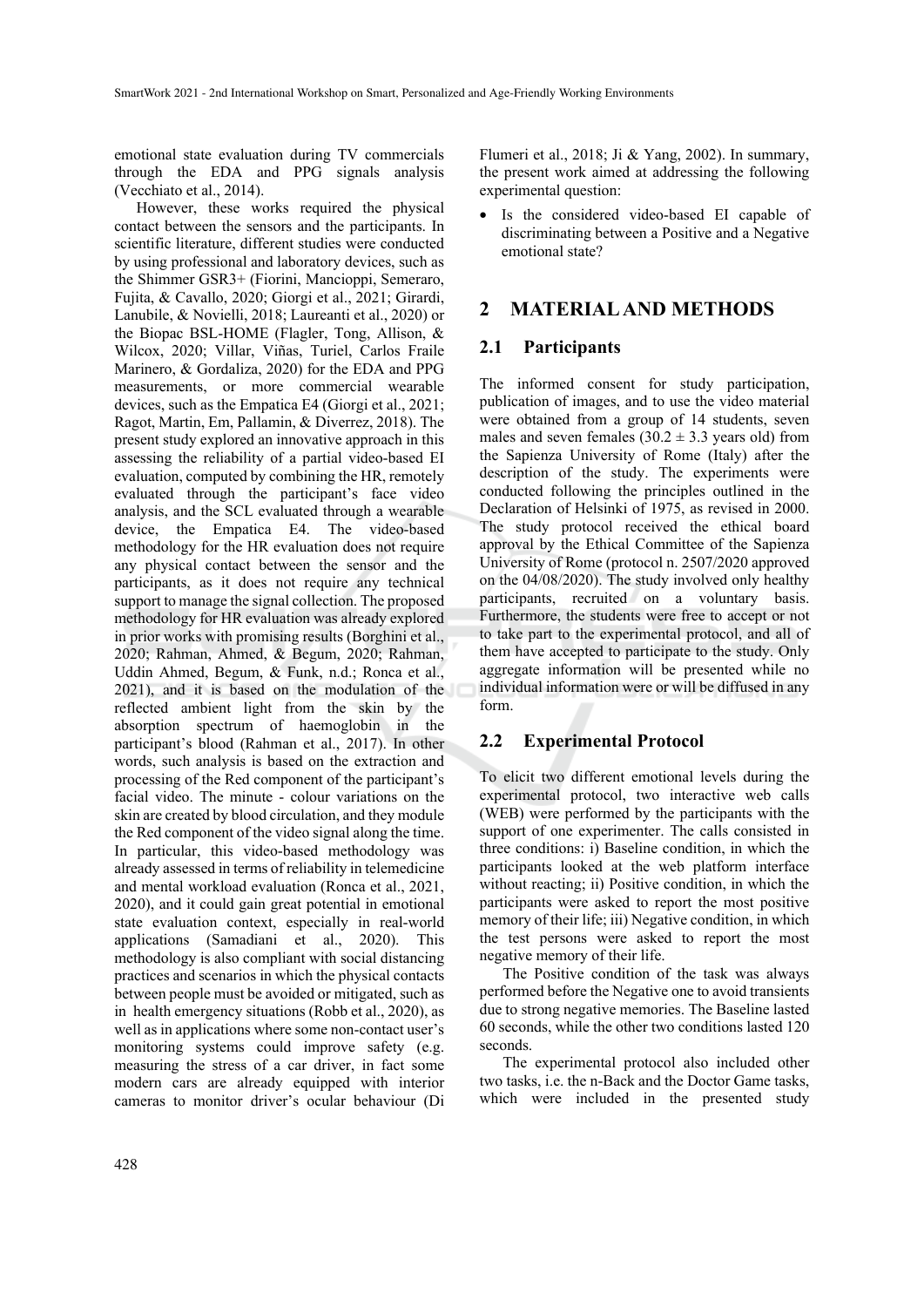emotional state evaluation during TV commercials through the EDA and PPG signals analysis (Vecchiato et al., 2014).

However, these works required the physical contact between the sensors and the participants. In scientific literature, different studies were conducted by using professional and laboratory devices, such as the Shimmer GSR3+ (Fiorini, Mancioppi, Semeraro, Fujita, & Cavallo, 2020; Giorgi et al., 2021; Girardi, Lanubile, & Novielli, 2018; Laureanti et al., 2020) or the Biopac BSL-HOME (Flagler, Tong, Allison, & Wilcox, 2020; Villar, Viñas, Turiel, Carlos Fraile Marinero, & Gordaliza, 2020) for the EDA and PPG measurements, or more commercial wearable devices, such as the Empatica E4 (Giorgi et al., 2021; Ragot, Martin, Em, Pallamin, & Diverrez, 2018). The present study explored an innovative approach in this assessing the reliability of a partial video-based EI evaluation, computed by combining the HR, remotely evaluated through the participant's face video analysis, and the SCL evaluated through a wearable device, the Empatica E4. The video-based methodology for the HR evaluation does not require any physical contact between the sensor and the participants, as it does not require any technical support to manage the signal collection. The proposed methodology for HR evaluation was already explored in prior works with promising results (Borghini et al., 2020; Rahman, Ahmed, & Begum, 2020; Rahman, Uddin Ahmed, Begum, & Funk, n.d.; Ronca et al., 2021), and it is based on the modulation of the reflected ambient light from the skin by the absorption spectrum of haemoglobin in the participant's blood (Rahman et al., 2017). In other words, such analysis is based on the extraction and processing of the Red component of the participant's facial video. The minute - colour variations on the skin are created by blood circulation, and they module the Red component of the video signal along the time. In particular, this video-based methodology was already assessed in terms of reliability in telemedicine and mental workload evaluation (Ronca et al., 2021, 2020), and it could gain great potential in emotional state evaluation context, especially in real-world applications (Samadiani et al., 2020). This methodology is also compliant with social distancing practices and scenarios in which the physical contacts between people must be avoided or mitigated, such as in health emergency situations (Robb et al., 2020), as well as in applications where some non-contact user's monitoring systems could improve safety (e.g. measuring the stress of a car driver, in fact some modern cars are already equipped with interior cameras to monitor driver's ocular behaviour (Di Flumeri et al., 2018; Ji & Yang, 2002). In summary, the present work aimed at addressing the following experimental question:

- Is the considered video-based EI capable of discriminating between a Positive and a Negative emotional state?

## 2 MATERIAL AND METHODS

### 2.1 Participants

The informed consent for study participation, publication of images, and to use the video material were obtained from a group of 14 students, seven males and seven females ($30.2 \pm 3.3$ years old) from the Sapienza University of Rome (Italy) after the description of the study. The experiments were conducted following the principles outlined in the Declaration of Helsinki of 1975, as revised in 2000. The study protocol received the ethical board approval by the Ethical Committee of the Sapienza University of Rome (protocol n. 2507/2020 approved on the 04/08/2020). The study involved only healthy participants, recruited on a voluntary basis. Furthermore, the students were free to accept or not to take part to the experimental protocol, and all of them have accepted to participate to the study. Only aggregate information will be presented while no individual information were or will be diffused in any form.

### 2.2 Experimental Protocol

To elicit two different emotional levels during the experimental protocol, two interactive web calls (WEB) were performed by the participants with the support of one experimenter. The calls consisted in three conditions: i) Baseline condition, in which the participants looked at the web platform interface without reacting; ii) Positive condition, in which the participants were asked to report the most positive memory of their life; iii) Negative condition, in which the test persons were asked to report the most negative memory of their life.

The Positive condition of the task was always performed before the Negative one to avoid transients due to strong negative memories. The Baseline lasted 60 seconds, while the other two conditions lasted 120 seconds.

The experimental protocol also included other two tasks, i.e. the n-Back and the Doctor Game tasks, which were included in the presented study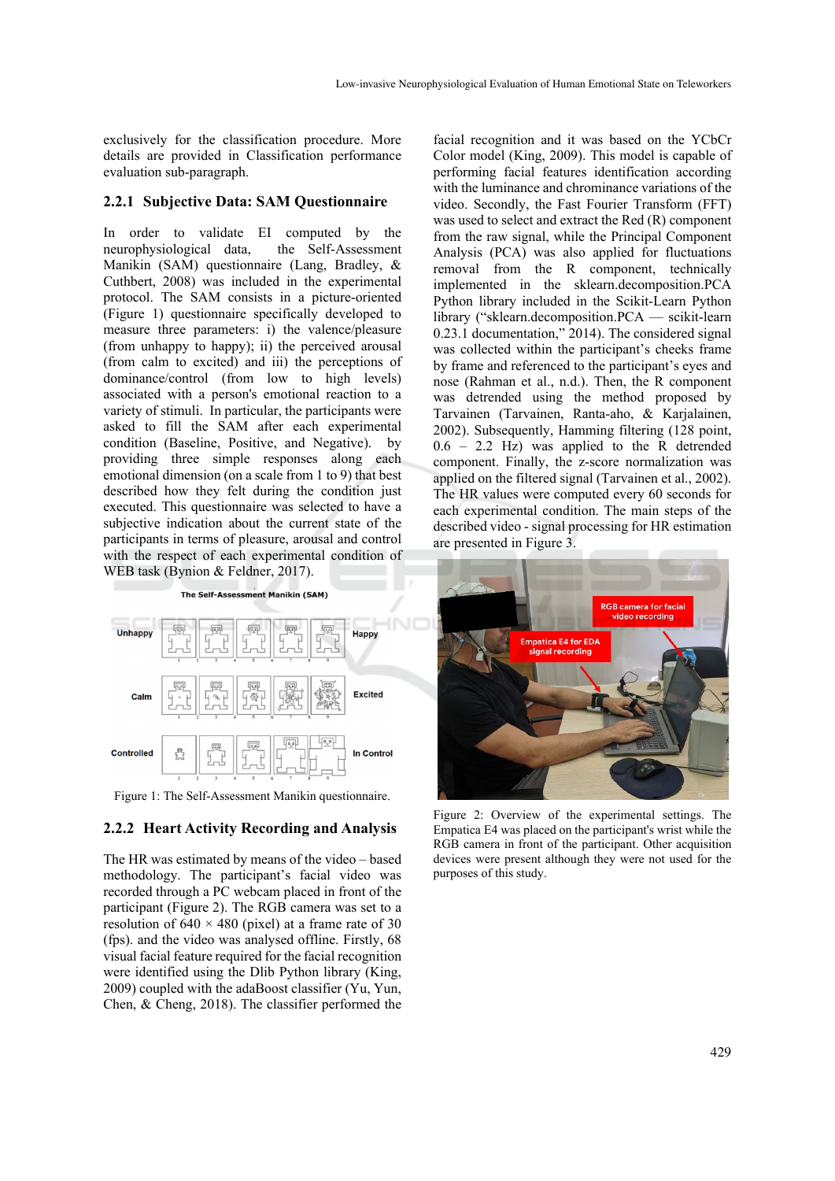exclusively for the classification procedure. More details are provided in Classification performance evaluation sub-paragraph.

### 2.2.1 Subjective Data: SAM Questionnaire

In order to validate EI computed by the neurophysiological data, the Self-Assessment Manikin (SAM) questionnaire (Lang, Bradley, & Cuthbert, 2008) was included in the experimental protocol. The SAM consists in a picture-oriented (Figure 1) questionnaire specifically developed to measure three parameters: i) the valence/pleasure (from unhappy to happy); ii) the perceived arousal (from calm to excited) and iii) the perceptions of dominance/control (from low to high levels) associated with a person's emotional reaction to a variety of stimuli. In particular, the participants were asked to fill the SAM after each experimental condition (Baseline, Positive, and Negative). by providing three simple responses along each emotional dimension (on a scale from 1 to 9) that best described how they felt during the condition just executed. This questionnaire was selected to have a subjective indication about the current state of the participants in terms of pleasure, arousal and control with the respect of each experimental condition of WEB task (Bynion & Feldner, 2017).

Figure 1: The Self-Assessment Manikin questionnaire.

### 2.2.2 Heart Activity Recording and Analysis

The HR was estimated by means of the video – based methodology. The participant's facial video was recorded through a PC webcam placed in front of the participant (Figure 2). The RGB camera was set to a resolution of 640 × 480 (pixel) at a frame rate of 30 (fps). and the video was analysed offline. Firstly, 68 visual facial feature required for the facial recognition were identified using the Dlib Python library (King, 2009) coupled with the adaBoost classifier (Yu, Yun, Chen, & Cheng, 2018). The classifier performed the facial recognition and it was based on the YCbCr Color model (King, 2009). This model is capable of performing facial features identification according with the luminance and chrominance variations of the video. Secondly, the Fast Fourier Transform (FFT) was used to select and extract the Red (R) component from the raw signal, while the Principal Component Analysis (PCA) was also applied for fluctuations removal from the R component, technically implemented in the sklearn.decomposition.PCA Python library included in the Scikit-Learn Python library ("sklearn.decomposition.PCA — scikit-learn 0.23.1 documentation," 2014). The considered signal was collected within the participant's cheeks frame by frame and referenced to the participant's eyes and nose (Rahman et al., n.d.). Then, the R component was detrended using the method proposed by Tarvainen (Tarvainen, Ranta-aho, & Karjalainen, 2002). Subsequently, Hamming filtering (128 point, 0.6 – 2.2 Hz) was applied to the R detrended component. Finally, the z-score normalization was applied on the filtered signal (Tarvainen et al., 2002). The HR values were computed every 60 seconds for each experimental condition. The main steps of the described video - signal processing for HR estimation are presented in Figure 3.

Figure 2: Overview of the experimental settings. The Empatica E4 was placed on the participant's wrist while the RGB camera in front of the participant. Other acquisition devices were present although they were not used for the purposes of this study.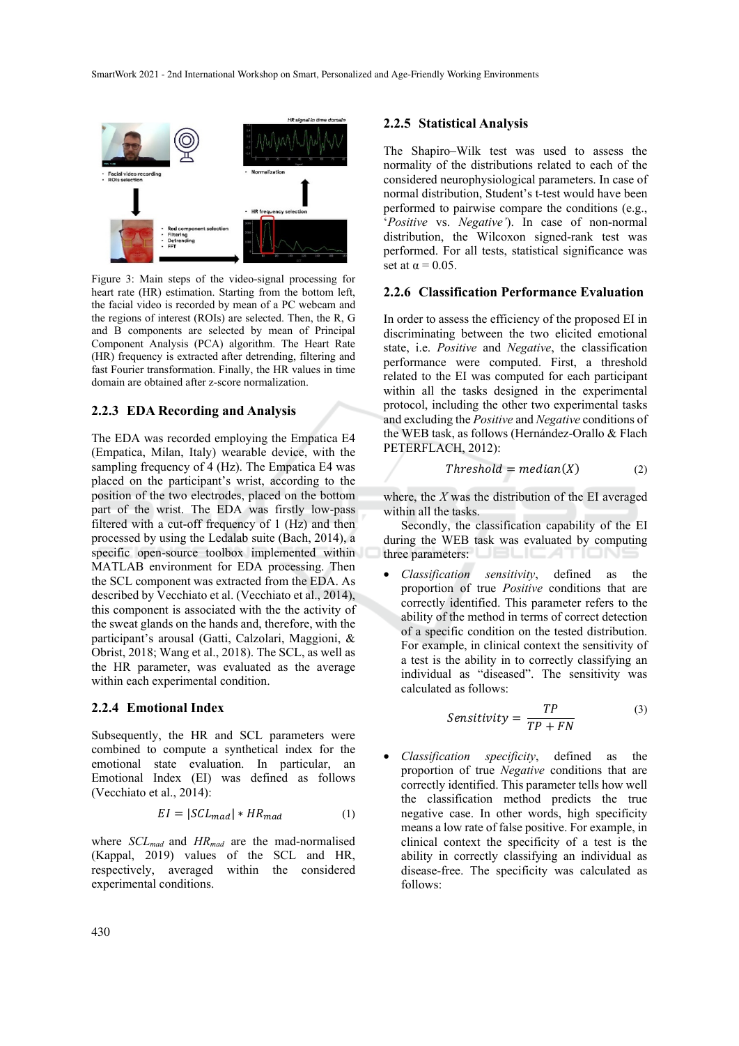Figure 3: Main steps of the video-signal processing for heart rate (HR) estimation. Starting from the bottom left, the facial video is recorded by mean of a PC webcam and the regions of interest (ROIs) are selected. Then, the R, G and B components are selected by mean of Principal Component Analysis (PCA) algorithm. The Heart Rate (HR) frequency is extracted after detrending, filtering and fast Fourier transformation. Finally, the HR values in time domain are obtained after z-score normalization.

### 2.2.3 EDA Recording and Analysis

The EDA was recorded employing the Empatica E4 (Empatica, Milan, Italy) wearable device, with the sampling frequency of 4 (Hz). The Empatica E4 was placed on the participant's wrist, according to the position of the two electrodes, placed on the bottom part of the wrist. The EDA was firstly low-pass filtered with a cut-off frequency of 1 (Hz) and then processed by using the Ledalab suite (Bach, 2014), a specific open-source toolbox implemented within MATLAB environment for EDA processing. Then the SCL component was extracted from the EDA. As described by Vecchiato et al. (Vecchiato et al., 2014), this component is associated with the activity of the sweat glands on the hands and, therefore, with the participant's arousal (Gatti, Calzolari, Maggioni, & Obrist, 2018; Wang et al., 2018). The SCL, as well as the HR parameter, was evaluated as the average within each experimental condition.

### 2.2.4 Emotional Index

Subsequently, the HR and SCL parameters were combined to compute a synthetical index for the emotional state evaluation. In particular, an Emotional Index (EI) was defined as follows (Vecchiato et al., 2014):

$$EI = |SCL_{mad}| * HR_{mad} \tag{1}$$

where $SCL_{mad}$ and $HR_{mad}$ are the mad-normalised (Kappal, 2019) values of the SCL and HR, respectively, averaged within the considered experimental conditions.

### 2.2.5 Statistical Analysis

The Shapiro–Wilk test was used to assess the normality of the distributions related to each of the considered neurophysiological parameters. In case of normal distribution, Student's t-test would have been performed to pairwise compare the conditions (e.g., '*Positive* vs. *Negative*'). In case of non-normal distribution, the Wilcoxon signed-rank test was performed. For all tests, statistical significance was set at $\alpha = 0.05$.

### 2.2.6 Classification Performance Evaluation

In order to assess the efficiency of the proposed EI in discriminating between the two elicited emotional state, i.e. *Positive* and *Negative*, the classification performance were computed. First, a threshold related to the EI was computed for each participant within all the tasks designed in the experimental protocol, including the other two experimental tasks and excluding the *Positive* and *Negative* conditions of the WEB task, as follows (Hernández-Orallo & Flach PETERFLACH, 2012):

$$Threshold = median(X) \tag{2}$$

where, the $X$ was the distribution of the EI averaged within all the tasks.

Secondly, the classification capability of the EI during the WEB task was evaluated by computing three parameters:

- *Classification sensitivity*, defined as the proportion of true *Positive* conditions that are correctly identified. This parameter refers to the ability of the method in terms of correct detection of a specific condition on the tested distribution. For example, in clinical context the sensitivity of a test is the ability in to correctly classifying an individual as "diseased". The sensitivity was calculated as follows:

$$Sensitivity = \frac{TP}{TP + FN} \tag{3}$$

- *Classification specificity*, defined as the proportion of true *Negative* conditions that are correctly identified. This parameter tells how well the classification method predicts the true negative case. In other words, high specificity means a low rate of false positive. For example, in clinical context the specificity of a test is the ability in correctly classifying an individual as disease-free. The specificity was calculated as follows: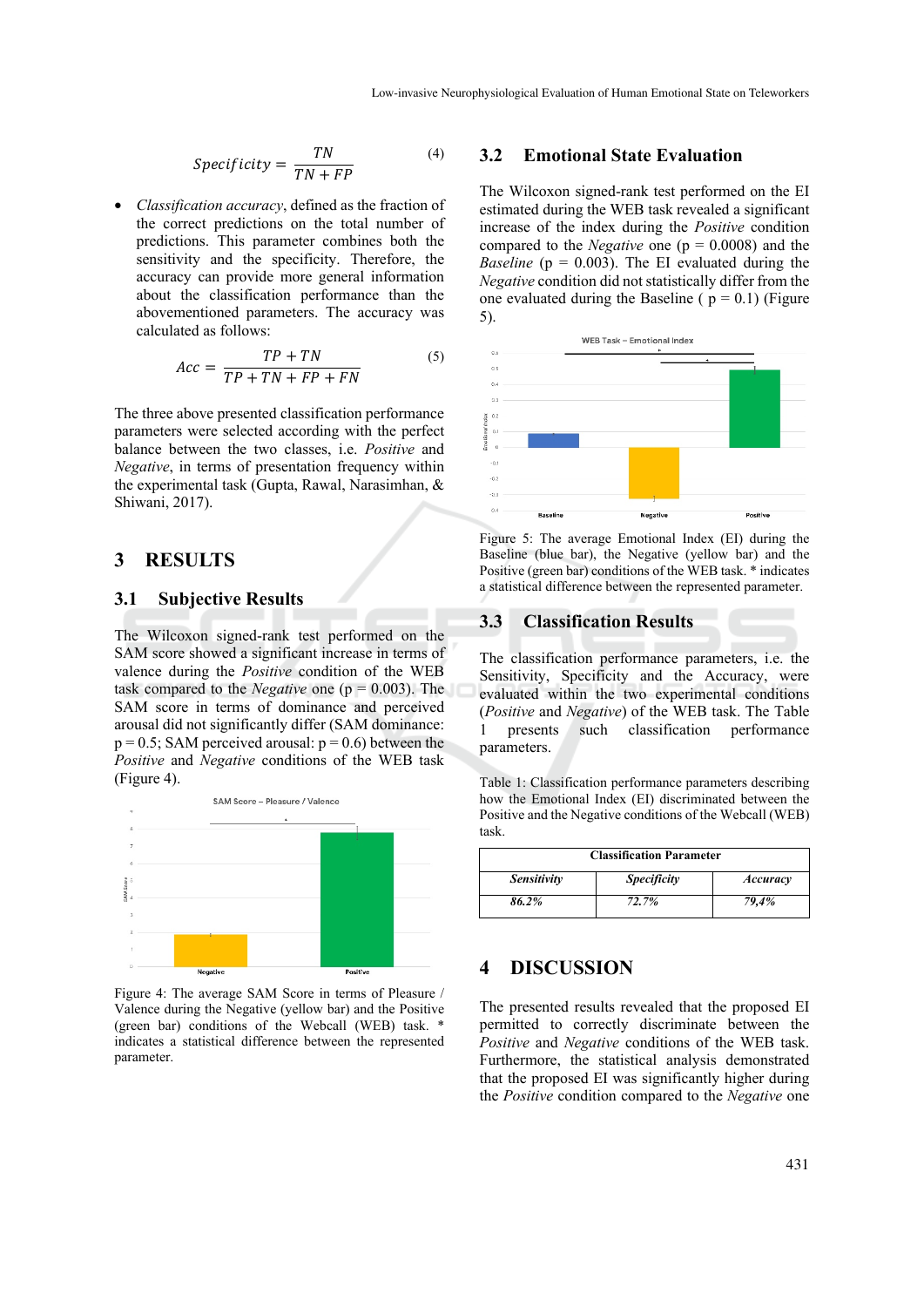$$Specificity = \frac{TN}{TN + FP} \quad (4)$$

- *Classification accuracy*, defined as the fraction of the correct predictions on the total number of predictions. This parameter combines both the sensitivity and the specificity. Therefore, the accuracy can provide more general information about the classification performance than the abovementioned parameters. The accuracy was calculated as follows:

$$Acc = \frac{TP + TN}{TP + TN + FP + FN} \quad (5)$$

The three above presented classification performance parameters were selected according with the perfect balance between the two classes, i.e. *Positive* and *Negative*, in terms of presentation frequency within the experimental task (Gupta, Rawal, Narasimhan, & Shiwani, 2017).

# 3 RESULTS

## 3.1 Subjective Results

The Wilcoxon signed-rank test performed on the SAM score showed a significant increase in terms of valence during the *Positive* condition of the WEB task compared to the *Negative* one ($p = 0.003$). The SAM score in terms of dominance and perceived arousal did not significantly differ (SAM dominance: $p = 0.5$; SAM perceived arousal: $p = 0.6$) between the *Positive* and *Negative* conditions of the WEB task (Figure 4).

Figure 4: The average SAM Score in terms of Pleasure / Valence during the Negative (yellow bar) and the Positive (green bar) conditions of the Webcall (WEB) task. * indicates a statistical difference between the represented parameter.

## 3.2 Emotional State Evaluation

The Wilcoxon signed-rank test performed on the EI estimated during the WEB task revealed a significant increase of the index during the *Positive* condition compared to the *Negative* one ($p = 0.0008$) and the *Baseline* ($p = 0.003$). The EI evaluated during the *Negative* condition did not statistically differ from the one evaluated during the Baseline ( $p = 0.1$) (Figure 5).

Figure 5: The average Emotional Index (EI) during the Baseline (blue bar), the Negative (yellow bar) and the Positive (green bar) conditions of the WEB task. * indicates a statistical difference between the represented parameter.

## 3.3 Classification Results

The classification performance parameters, i.e. the Sensitivity, Specificity and the Accuracy, were evaluated within the two experimental conditions (*Positive* and *Negative*) of the WEB task. The Table 1 presents such classification performance parameters.

Table 1: Classification performance parameters describing how the Emotional Index (EI) discriminated between the Positive and the Negative conditions of the Webcall (WEB) task.

| **Classification Parameter** | | |
|---|---|---|
| ***Sensitivity*** | ***Specificity*** | ***Accuracy*** |
| *86.2%* | *72.7%* | *79,4%* |

# 4 DISCUSSION

The presented results revealed that the proposed EI permitted to correctly discriminate between the *Positive* and *Negative* conditions of the WEB task. Furthermore, the statistical analysis demonstrated that the proposed EI was significantly higher during the *Positive* condition compared to the *Negative* one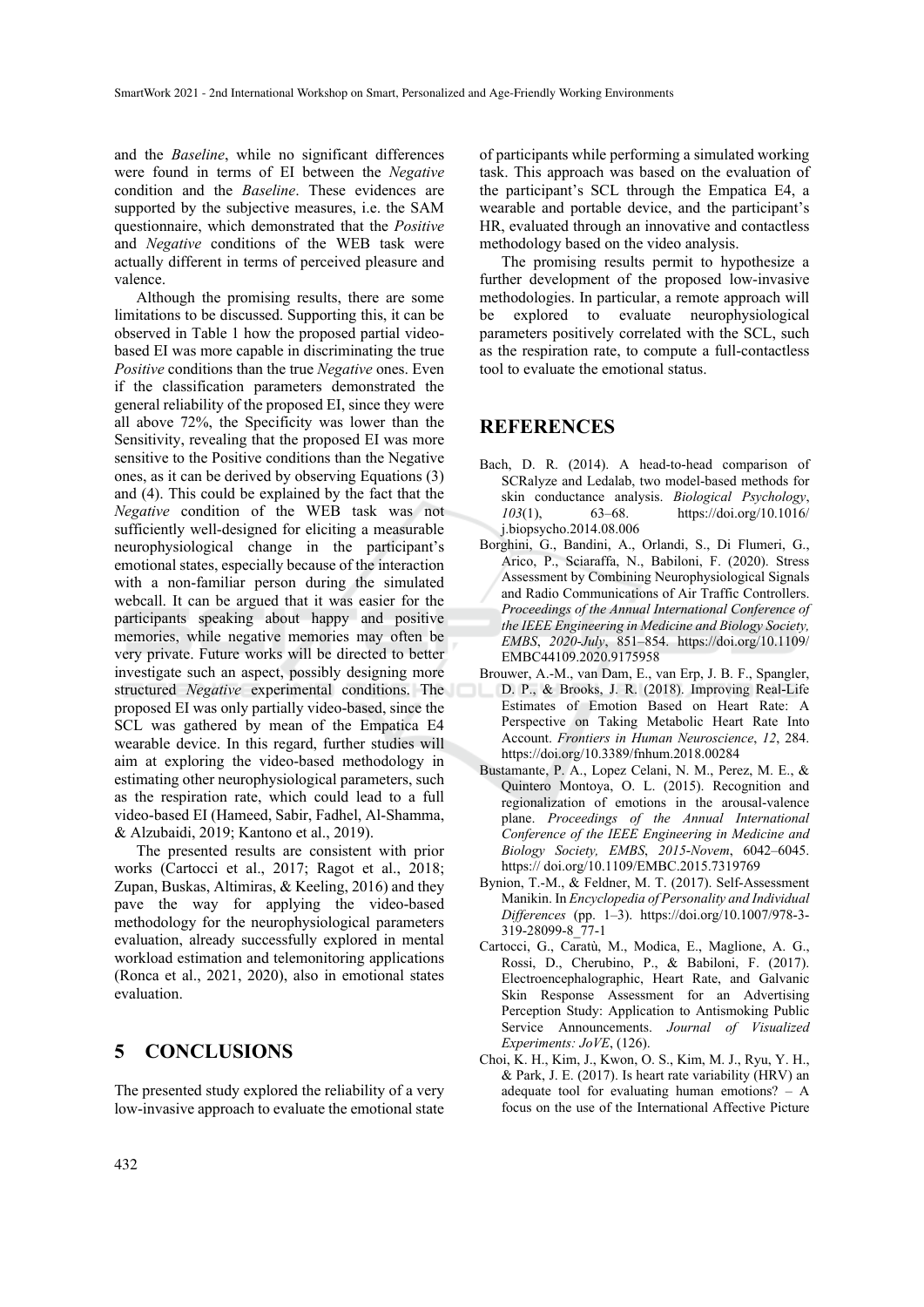and the *Baseline*, while no significant differences were found in terms of EI between the *Negative* condition and the *Baseline*. These evidences are supported by the subjective measures, i.e. the SAM questionnaire, which demonstrated that the *Positive* and *Negative* conditions of the WEB task were actually different in terms of perceived pleasure and valence.

Although the promising results, there are some limitations to be discussed. Supporting this, it can be observed in Table 1 how the proposed partial video-based EI was more capable in discriminating the true *Positive* conditions than the true *Negative* ones. Even if the classification parameters demonstrated the general reliability of the proposed EI, since they were all above 72%, the Specificity was lower than the Sensitivity, revealing that the proposed EI was more sensitive to the Positive conditions than the Negative ones, as it can be derived by observing Equations (3) and (4). This could be explained by the fact that the *Negative* condition of the WEB task was not sufficiently well-designed for eliciting a measurable neurophysiological change in the participant's emotional states, especially because of the interaction with a non-familiar person during the simulated webcall. It can be argued that it was easier for the participants speaking about happy and positive memories, while negative memories may often be very private. Future works will be directed to better investigate such an aspect, possibly designing more structured *Negative* experimental conditions. The proposed EI was only partially video-based, since the SCL was gathered by mean of the Empatica E4 wearable device. In this regard, further studies will aim at exploring the video-based methodology in estimating other neurophysiological parameters, such as the respiration rate, which could lead to a full video-based EI (Hameed, Sabir, Fadhel, Al-Shamma, & Alzubaidi, 2019; Kantono et al., 2019).

The presented results are consistent with prior works (Cartocci et al., 2017; Ragot et al., 2018; Zupan, Buskas, Altimiras, & Keeling, 2016) and they pave the way for applying the video-based methodology for the neurophysiological parameters evaluation, already successfully explored in mental workload estimation and telemonitoring applications (Ronca et al., 2021, 2020), also in emotional states evaluation.

## 5 CONCLUSIONS

The presented study explored the reliability of a very low-invasive approach to evaluate the emotional state of participants while performing a simulated working task. This approach was based on the evaluation of the participant's SCL through the Empatica E4, a wearable and portable device, and the participant's HR, evaluated through an innovative and contactless methodology based on the video analysis.

The promising results permit to hypothesize a further development of the proposed low-invasive methodologies. In particular, a remote approach will be explored to evaluate neurophysiological parameters positively correlated with the SCL, such as the respiration rate, to compute a full-contactless tool to evaluate the emotional status.

## REFERENCES

Bach, D. R. (2014). A head-to-head comparison of SCRalyze and Ledalab, two model-based methods for skin conductance analysis. *Biological Psychology*, *103*(1), 63–68. https://doi.org/10.1016/j.biopsycho.2014.08.006

Borghini, G., Bandini, A., Orlandi, S., Di Flumeri, G., Arico, P., Sciaraffa, N., Babiloni, F. (2020). Stress Assessment by Combining Neurophysiological Signals and Radio Communications of Air Traffic Controllers. *Proceedings of the Annual International Conference of the IEEE Engineering in Medicine and Biology Society, EMBS*, *2020-July*, 851–854. https://doi.org/10.1109/EMBC44109.2020.9175958

Brouwer, A.-M., van Dam, E., van Erp, J. B. F., Spangler, D. P., & Brooks, J. R. (2018). Improving Real-Life Estimates of Emotion Based on Heart Rate: A Perspective on Taking Metabolic Heart Rate Into Account. *Frontiers in Human Neuroscience*, *12*, 284. https://doi.org/10.3389/fnhum.2018.00284

Bustamante, P. A., Lopez Celani, N. M., Perez, M. E., & Quintero Montoya, O. L. (2015). Recognition and regionalization of emotions in the arousal-valence plane. *Proceedings of the Annual International Conference of the IEEE Engineering in Medicine and Biology Society, EMBS*, *2015-Novem*, 6042–6045. https:// doi.org/10.1109/EMBC.2015.7319769

Bynion, T.-M., & Feldner, M. T. (2017). Self-Assessment Manikin. In *Encyclopedia of Personality and Individual Differences* (pp. 1–3). https://doi.org/10.1007/978-3-319-28099-8_77-1

Cartocci, G., Caratù, M., Modica, E., Maglione, A. G., Rossi, D., Cherubino, P., & Babiloni, F. (2017). Electroencephalographic, Heart Rate, and Galvanic Skin Response Assessment for an Advertising Perception Study: Application to Antismoking Public Service Announcements. *Journal of Visualized Experiments: JoVE*, (126).

Choi, K. H., Kim, J., Kwon, O. S., Kim, M. J., Ryu, Y. H., & Park, J. E. (2017). Is heart rate variability (HRV) an adequate tool for evaluating human emotions? – A focus on the use of the International Affective Picture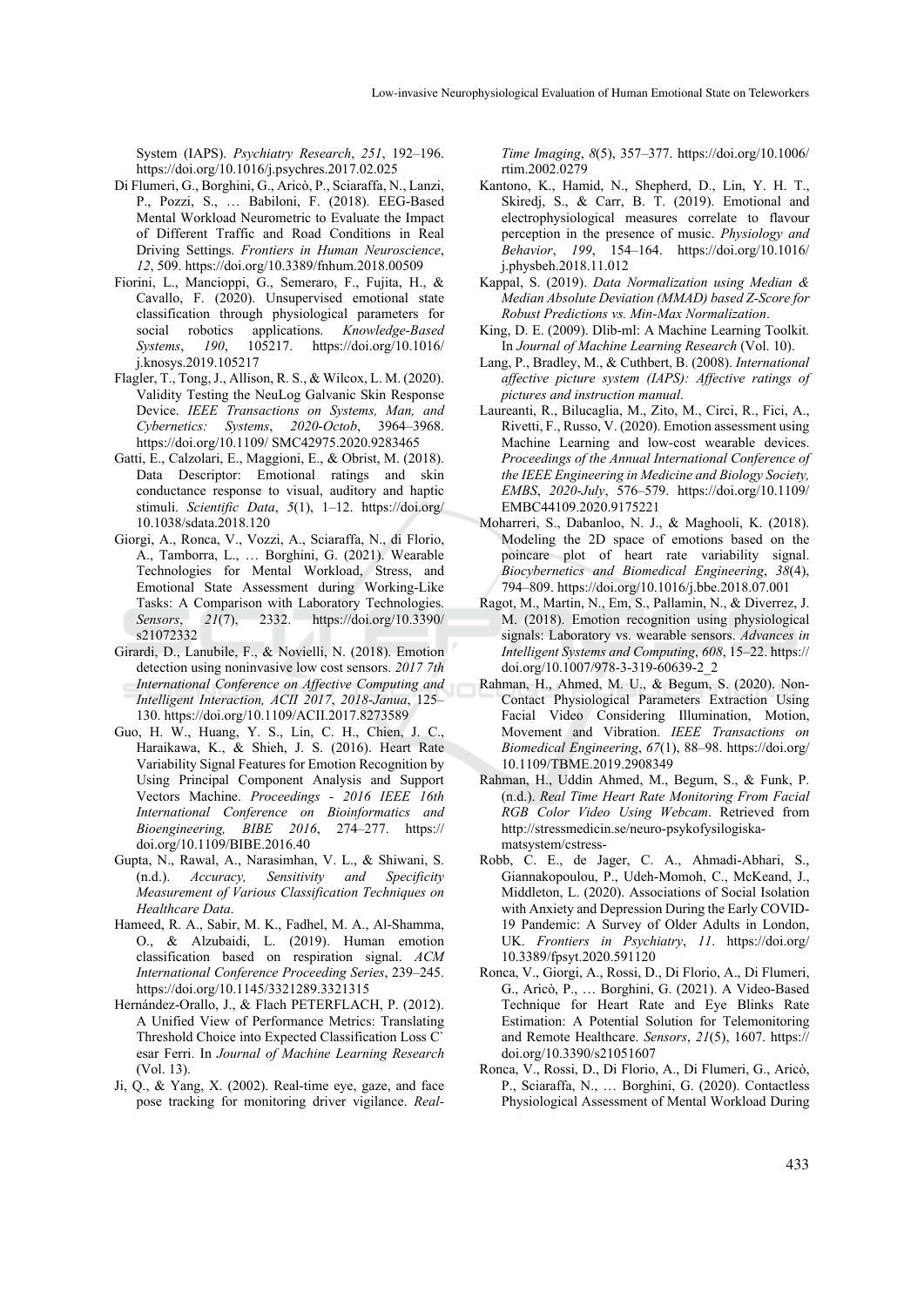System (IAPS). *Psychiatry Research*, *251*, 192–196. https://doi.org/10.1016/j.psychres.2017.02.025

Di Flumeri, G., Borghini, G., Aricò, P., Sciaraffa, N., Lanzi, P., Pozzi, S., … Babiloni, F. (2018). EEG-Based Mental Workload Neurometric to Evaluate the Impact of Different Traffic and Road Conditions in Real Driving Settings. *Frontiers in Human Neuroscience*, *12*, 509. https://doi.org/10.3389/fnhum.2018.00509

Fiorini, L., Mancioppi, G., Semeraro, F., Fujita, H., & Cavallo, F. (2020). Unsupervised emotional state classification through physiological parameters for social robotics applications. *Knowledge-Based Systems*, *190*, 105217. https://doi.org/10.1016/j.knosys.2019.105217

Flagler, T., Tong, J., Allison, R. S., & Wilcox, L. M. (2020). Validity Testing the NeuLog Galvanic Skin Response Device. *IEEE Transactions on Systems, Man, and Cybernetics: Systems*, *2020-Octob*, 3964–3968. https://doi.org/10.1109/ SMC42975.2020.9283465

Gatti, E., Calzolari, E., Maggioni, E., & Obrist, M. (2018). Data Descriptor: Emotional ratings and skin conductance response to visual, auditory and haptic stimuli. *Scientific Data*, *5*(1), 1–12. https://doi.org/ 10.1038/sdata.2018.120

Giorgi, A., Ronca, V., Vozzi, A., Sciaraffa, N., di Florio, A., Tamborra, L., … Borghini, G. (2021). Wearable Technologies for Mental Workload, Stress, and Emotional State Assessment during Working-Like Tasks: A Comparison with Laboratory Technologies. *Sensors*, *21*(7), 2332. https://doi.org/10.3390/ s21072332

Girardi, D., Lanubile, F., & Novielli, N. (2018). Emotion detection using noninvasive low cost sensors. *2017 7th International Conference on Affective Computing and Intelligent Interaction, ACII 2017*, *2018-Janua*, 125–130. https://doi.org/10.1109/ACII.2017.8273589

Guo, H. W., Huang, Y. S., Lin, C. H., Chien, J. C., Haraikawa, K., & Shieh, J. S. (2016). Heart Rate Variability Signal Features for Emotion Recognition by Using Principal Component Analysis and Support Vectors Machine. *Proceedings - 2016 IEEE 16th International Conference on Bioinformatics and Bioengineering, BIBE 2016*, 274–277. https:// doi.org/10.1109/BIBE.2016.40

Gupta, N., Rawal, A., Narasimhan, V. L., & Shiwani, S. (n.d.). *Accuracy, Sensitivity and Specificity Measurement of Various Classification Techniques on Healthcare Data*.

Hameed, R. A., Sabir, M. K., Fadhel, M. A., Al-Shamma, O., & Alzubaidi, L. (2019). Human emotion classification based on respiration signal. *ACM International Conference Proceeding Series*, 239–245. https://doi.org/10.1145/3321289.3321315

Hernández-Orallo, J., & Flach PETERFLACH, P. (2012). A Unified View of Performance Metrics: Translating Threshold Choice into Expected Classification Loss C` esar Ferri. In *Journal of Machine Learning Research* (Vol. 13).

Ji, Q., & Yang, X. (2002). Real-time eye, gaze, and face pose tracking for monitoring driver vigilance. *Real-Time Imaging*, *8*(5), 357–377. https://doi.org/10.1006/ rtim.2002.0279

Kantono, K., Hamid, N., Shepherd, D., Lin, Y. H. T., Skiredj, S., & Carr, B. T. (2019). Emotional and electrophysiological measures correlate to flavour perception in the presence of music. *Physiology and Behavior*, *199*, 154–164. https://doi.org/10.1016/ j.physbeh.2018.11.012

Kappal, S. (2019). *Data Normalization using Median & Median Absolute Deviation (MMAD) based Z-Score for Robust Predictions vs. Min-Max Normalization*.

King, D. E. (2009). Dlib-ml: A Machine Learning Toolkit. In *Journal of Machine Learning Research* (Vol. 10).

Lang, P., Bradley, M., & Cuthbert, B. (2008). *International affective picture system (IAPS): Affective ratings of pictures and instruction manual*.

Laureanti, R., Bilucaglia, M., Zito, M., Circi, R., Fici, A., Rivetti, F., Russo, V. (2020). Emotion assessment using Machine Learning and low-cost wearable devices. *Proceedings of the Annual International Conference of the IEEE Engineering in Medicine and Biology Society, EMBS*, *2020-July*, 576–579. https://doi.org/10.1109/ EMBC44109.2020.9175221

Moharreri, S., Dabanloo, N. J., & Maghooli, K. (2018). Modeling the 2D space of emotions based on the poincare plot of heart rate variability signal. *Biocybernetics and Biomedical Engineering*, *38*(4), 794–809. https://doi.org/10.1016/j.bbe.2018.07.001

Ragot, M., Martin, N., Em, S., Pallamin, N., & Diverrez, J. M. (2018). Emotion recognition using physiological signals: Laboratory vs. wearable sensors. *Advances in Intelligent Systems and Computing*, *608*, 15–22. https:// doi.org/10.1007/978-3-319-60639-2_2

Rahman, H., Ahmed, M. U., & Begum, S. (2020). Non-Contact Physiological Parameters Extraction Using Facial Video Considering Illumination, Motion, Movement and Vibration. *IEEE Transactions on Biomedical Engineering*, *67*(1), 88–98. https://doi.org/ 10.1109/TBME.2019.2908349

Rahman, H., Uddin Ahmed, M., Begum, S., & Funk, P. (n.d.). *Real Time Heart Rate Monitoring From Facial RGB Color Video Using Webcam*. Retrieved from http://stressmedicin.se/neuro-psykofysilogiska-matsystem/cstress-

Robb, C. E., de Jager, C. A., Ahmadi-Abhari, S., Giannakopoulou, P., Udeh-Momoh, C., McKeand, J., Middleton, L. (2020). Associations of Social Isolation with Anxiety and Depression During the Early COVID-19 Pandemic: A Survey of Older Adults in London, UK. *Frontiers in Psychiatry*, *11*. https://doi.org/ 10.3389/fpsyt.2020.591120

Ronca, V., Giorgi, A., Rossi, D., Di Florio, A., Di Flumeri, G., Aricò, P., … Borghini, G. (2021). A Video-Based Technique for Heart Rate and Eye Blinks Rate Estimation: A Potential Solution for Telemonitoring and Remote Healthcare. *Sensors*, *21*(5), 1607. https:// doi.org/10.3390/s21051607

Ronca, V., Rossi, D., Di Florio, A., Di Flumeri, G., Aricò, P., Sciaraffa, N., … Borghini, G. (2020). Contactless Physiological Assessment of Mental Workload During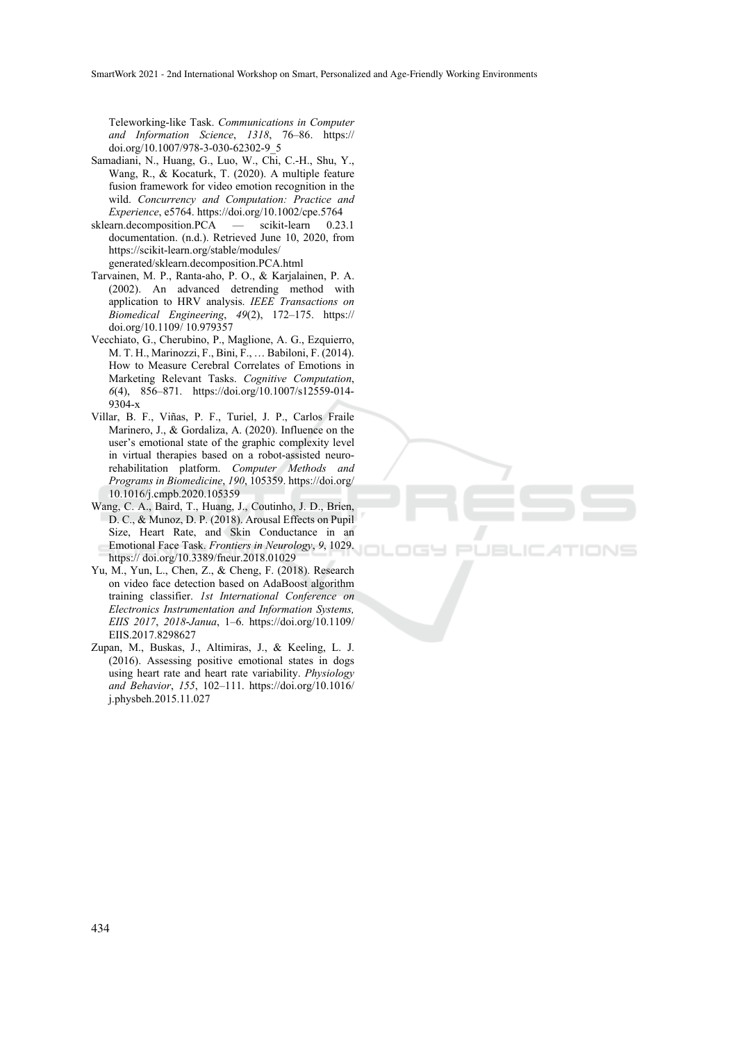Teleworking-like Task. *Communications in Computer and Information Science*, *1318*, 76–86. https://doi.org/10.1007/978-3-030-62302-9_5

Samadiani, N., Huang, G., Luo, W., Chi, C.-H., Shu, Y., Wang, R., & Kocaturk, T. (2020). A multiple feature fusion framework for video emotion recognition in the wild. *Concurrency and Computation: Practice and Experience*, e5764. https://doi.org/10.1002/cpe.5764

sklearn.decomposition.PCA — scikit-learn 0.23.1 documentation. (n.d.). Retrieved June 10, 2020, from https://scikit-learn.org/stable/modules/generated/sklearn.decomposition.PCA.html

Tarvainen, M. P., Ranta-aho, P. O., & Karjalainen, P. A. (2002). An advanced detrending method with application to HRV analysis. *IEEE Transactions on Biomedical Engineering*, *49*(2), 172–175. https://doi.org/10.1109/ 10.979357

Vecchiato, G., Cherubino, P., Maglione, A. G., Ezquierro, M. T. H., Marinozzi, F., Bini, F., … Babiloni, F. (2014). How to Measure Cerebral Correlates of Emotions in Marketing Relevant Tasks. *Cognitive Computation*, *6*(4), 856–871. https://doi.org/10.1007/s12559-014-9304-x

Villar, B. F., Viñas, P. F., Turiel, J. P., Carlos Fraile Marinero, J., & Gordaliza, A. (2020). Influence on the user's emotional state of the graphic complexity level in virtual therapies based on a robot-assisted neuro-rehabilitation platform. *Computer Methods and Programs in Biomedicine*, *190*, 105359. https://doi.org/10.1016/j.cmpb.2020.105359

Wang, C. A., Baird, T., Huang, J., Coutinho, J. D., Brien, D. C., & Munoz, D. P. (2018). Arousal Effects on Pupil Size, Heart Rate, and Skin Conductance in an Emotional Face Task. *Frontiers in Neurology*, *9*, 1029. https:// doi.org/10.3389/fneur.2018.01029

Yu, M., Yun, L., Chen, Z., & Cheng, F. (2018). Research on video face detection based on AdaBoost algorithm training classifier. *1st International Conference on Electronics Instrumentation and Information Systems, EIIS 2017*, *2018-Janua*, 1–6. https://doi.org/10.1109/EIIS.2017.8298627

Zupan, M., Buskas, J., Altimiras, J., & Keeling, L. J. (2016). Assessing positive emotional states in dogs using heart rate and heart rate variability. *Physiology and Behavior*, *155*, 102–111. https://doi.org/10.1016/j.physbeh.2015.11.027